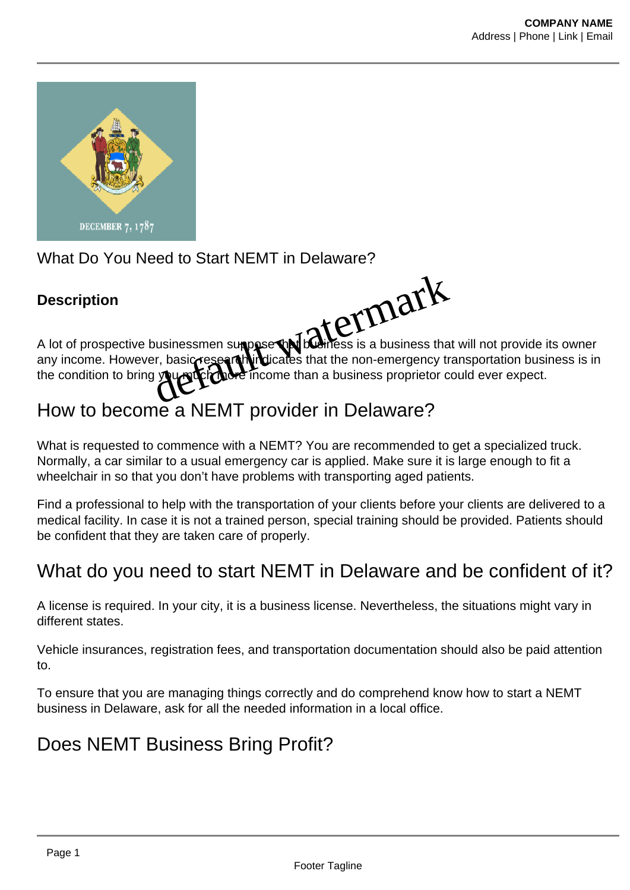What Do You Need to Start NEMT in Delaware?

**Description**

A lot of prospective businessmen suppose that business is a business that will not provide its owner any income. However, basic research indicates that the non-emergency transportation business is in the condition to bring you much more income than a business proprietor could ever expect.

## How to become a NEMT provider in Delaware?

What is requested to commence with a NEMT? You are recommended to get a specialized truck. Normally, a car similar to a usual emergency car is applied. Make sure it is large enough to fit a wheelchair in so that you don't have problems with transporting aged patients.

Find a professional to help with the transportation of your clients before your clients are delivered to a medical facility. In case it is not a trained person, special training should be provided. Patients should be confident that they are taken care of properly.

## What do you need to start NEMT in Delaware and be confident of it?

A license is required. In your city, it is a business license. Nevertheless, the situations might vary in different states.

Vehicle insurances, registration fees, and transportation documentation should also be paid attention to.

To ensure that you are managing things correctly and do comprehend know how to start a NEMT business in Delaware, ask for all the needed information in a local office.

## Does NEMT Business Bring Profit?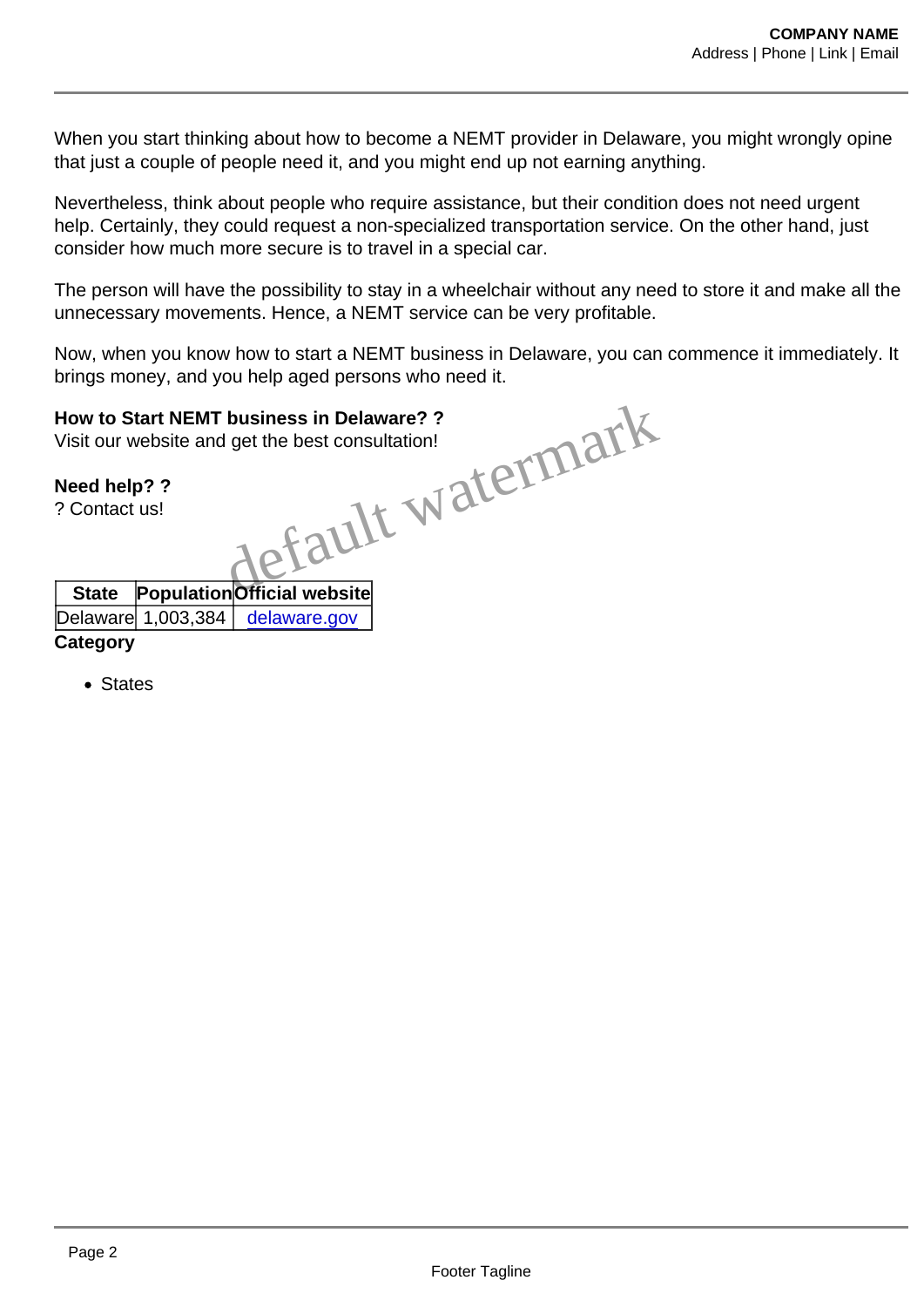When you start thinking about how to become a NEMT provider in Delaware, you might wrongly opine that just a couple of people need it, and you might end up not earning anything.

Nevertheless, think about people who require assistance, but their condition does not need urgent help. Certainly, they could request a non-specialized transportation service. On the other hand, just consider how much more secure is to travel in a special car.

The person will have the possibility to stay in a wheelchair without any need to store it and make all the unnecessary movements. Hence, a NEMT service can be very profitable.

Now, when you know how to start a NEMT business in Delaware, you can commence it immediately. It brings money, and you help aged persons who need it.

**How to Start NEMT business in Delaware? ?**
Visit our website and get the best consultation!

**Need help? ?**
? Contact us!

| State | Population | Official website |
|---|---|---|
| Delaware | 1,003,384 | delaware.gov |

**Category**

- States